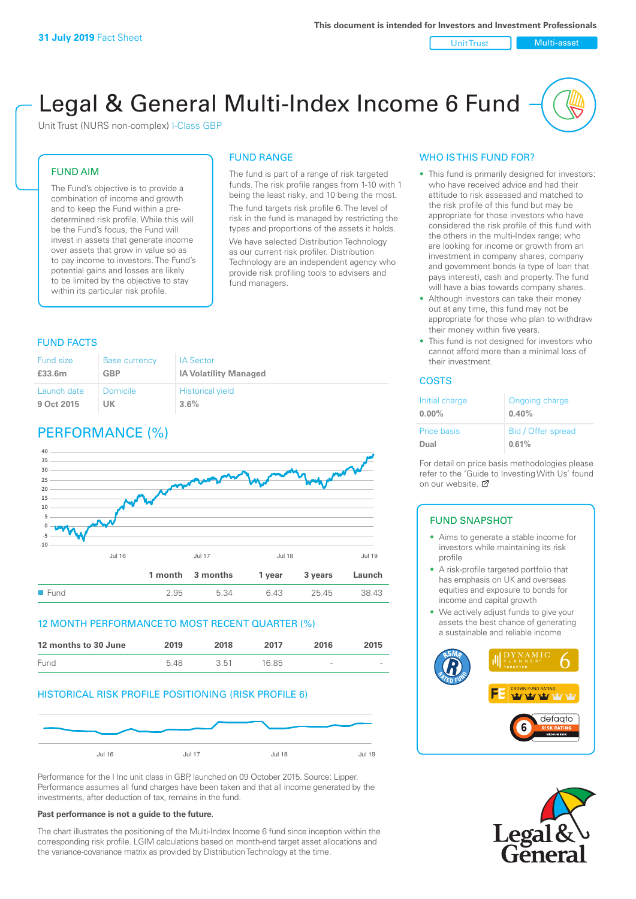This document is intended for Investors and Investment Professionals

**31 July 2019** Fact Sheet

Unit Trust | Multi-asset

# Legal & General Multi-Index Income 6 Fund

Unit Trust (NURS non-complex) I-Class GBP

## FUND AIM

The Fund's objective is to provide a combination of income and growth and to keep the Fund within a pre-determined risk profile. While this will be the Fund's focus, the Fund will invest in assets that generate income over assets that grow in value so as to pay income to investors. The Fund's potential gains and losses are likely to be limited by the objective to stay within its particular risk profile.

## FUND RANGE

The fund is part of a range of risk targeted funds. The risk profile ranges from 1-10 with 1 being the least risky, and 10 being the most.

The fund targets risk profile 6. The level of risk in the fund is managed by restricting the types and proportions of the assets it holds.

We have selected Distribution Technology as our current risk profiler. Distribution Technology are an independent agency who provide risk profiling tools to advisers and fund managers.

## WHO IS THIS FUND FOR?

- This fund is primarily designed for investors: who have received advice and had their attitude to risk assessed and matched to the risk profile of this fund but may be appropriate for those investors who have considered the risk profile of this fund with the others in the multi-Index range; who are looking for income or growth from an investment in company shares, company and government bonds (a type of loan that pays interest), cash and property. The fund will have a bias towards company shares.
- Although investors can take their money out at any time, this fund may not be appropriate for those who plan to withdraw their money within five years.
- This fund is not designed for investors who cannot afford more than a minimal loss of their investment.

## FUND FACTS

| Fund size | Base currency | IA Sector |
|---|---|---|
| **£33.6m** | **GBP** | **IA Volatility Managed** |
| **Launch date** | **Domicile** | **Historical yield** |
| **9 Oct 2015** | **UK** | **3.6%** |

## COSTS

| Initial charge | Ongoing charge |
|---|---|
| **0.00%** | **0.40%** |
| **Price basis** | **Bid / Offer spread** |
| **Dual** | **0.61%** |

For detail on price basis methodologies please refer to the 'Guide to Investing With Us' found on our website.

## PERFORMANCE (%)

| | 1 month | 3 months | 1 year | 3 years | Launch |
|---|---|---|---|---|---|
| Fund | 2.95 | 5.34 | 6.43 | 25.45 | 38.43 |

## 12 MONTH PERFORMANCE TO MOST RECENT QUARTER (%)

| 12 months to 30 June | 2019 | 2018 | 2017 | 2016 | 2015 |
|---|---|---|---|---|---|
| Fund | 5.48 | 3.51 | 16.85 | - | - |

## HISTORICAL RISK PROFILE POSITIONING (RISK PROFILE 6)

Performance for the I Inc unit class in GBP, launched on 09 October 2015. Source: Lipper. Performance assumes all fund charges have been taken and that all income generated by the investments, after deduction of tax, remains in the fund.

**Past performance is not a guide to the future.**

The chart illustrates the positioning of the Multi-Index Income 6 fund since inception within the corresponding risk profile. LGIM calculations based on month-end target asset allocations and the variance-covariance matrix as provided by Distribution Technology at the time.

## FUND SNAPSHOT

- Aims to generate a stable income for investors while maintaining its risk profile
- A risk-profile targeted portfolio that has emphasis on UK and overseas equities and exposure to bonds for income and capital growth
- We actively adjust funds to give your assets the best chance of generating a sustainable and reliable income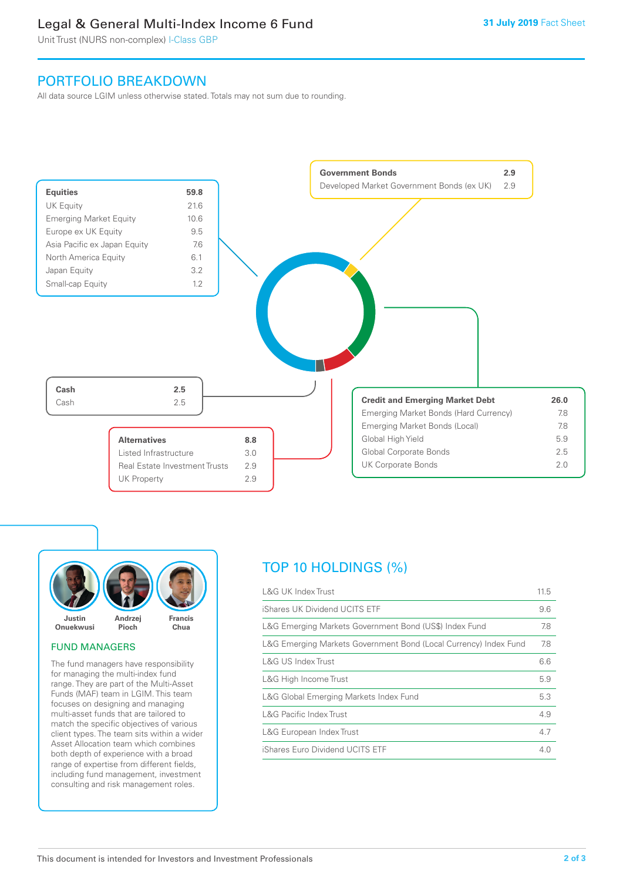# Legal & General Multi-Index Income 6 Fund

Unit Trust (NURS non-complex) I-Class GBP

31 July 2019 Fact Sheet

## PORTFOLIO BREAKDOWN

All data source LGIM unless otherwise stated. Totals may not sum due to rounding.

| Equities | 59.8 |
|---|---|
| UK Equity | 21.6 |
| Emerging Market Equity | 10.6 |
| Europe ex UK Equity | 9.5 |
| Asia Pacific ex Japan Equity | 7.6 |
| North America Equity | 6.1 |
| Japan Equity | 3.2 |
| Small-cap Equity | 1.2 |

| Government Bonds | 2.9 |
|---|---|
| Developed Market Government Bonds (ex UK) | 2.9 |

| Cash | 2.5 |
|---|---|
| Cash | 2.5 |

| Alternatives | 8.8 |
|---|---|
| Listed Infrastructure | 3.0 |
| Real Estate Investment Trusts | 2.9 |
| UK Property | 2.9 |

| Credit and Emerging Market Debt | 26.0 |
|---|---|
| Emerging Market Bonds (Hard Currency) | 7.8 |
| Emerging Market Bonds (Local) | 7.8 |
| Global High Yield | 5.9 |
| Global Corporate Bonds | 2.5 |
| UK Corporate Bonds | 2.0 |

Justin Onuekwusi, Andrzej Pioch, Francis Chua

### FUND MANAGERS

The fund managers have responsibility for managing the multi-index fund range. They are part of the Multi-Asset Funds (MAF) team in LGIM. This team focuses on designing and managing multi-asset funds that are tailored to match the specific objectives of various client types. The team sits within a wider Asset Allocation team which combines both depth of experience with a broad range of expertise from different fields, including fund management, investment consulting and risk management roles.

## TOP 10 HOLDINGS (%)

| Holding | % |
|---|---|
| L&G UK Index Trust | 11.5 |
| iShares UK Dividend UCITS ETF | 9.6 |
| L&G Emerging Markets Government Bond (US$) Index Fund | 7.8 |
| L&G Emerging Markets Government Bond (Local Currency) Index Fund | 7.8 |
| L&G US Index Trust | 6.6 |
| L&G High Income Trust | 5.9 |
| L&G Global Emerging Markets Index Fund | 5.3 |
| L&G Pacific Index Trust | 4.9 |
| L&G European Index Trust | 4.7 |
| iShares Euro Dividend UCITS ETF | 4.0 |

This document is intended for Investors and Investment Professionals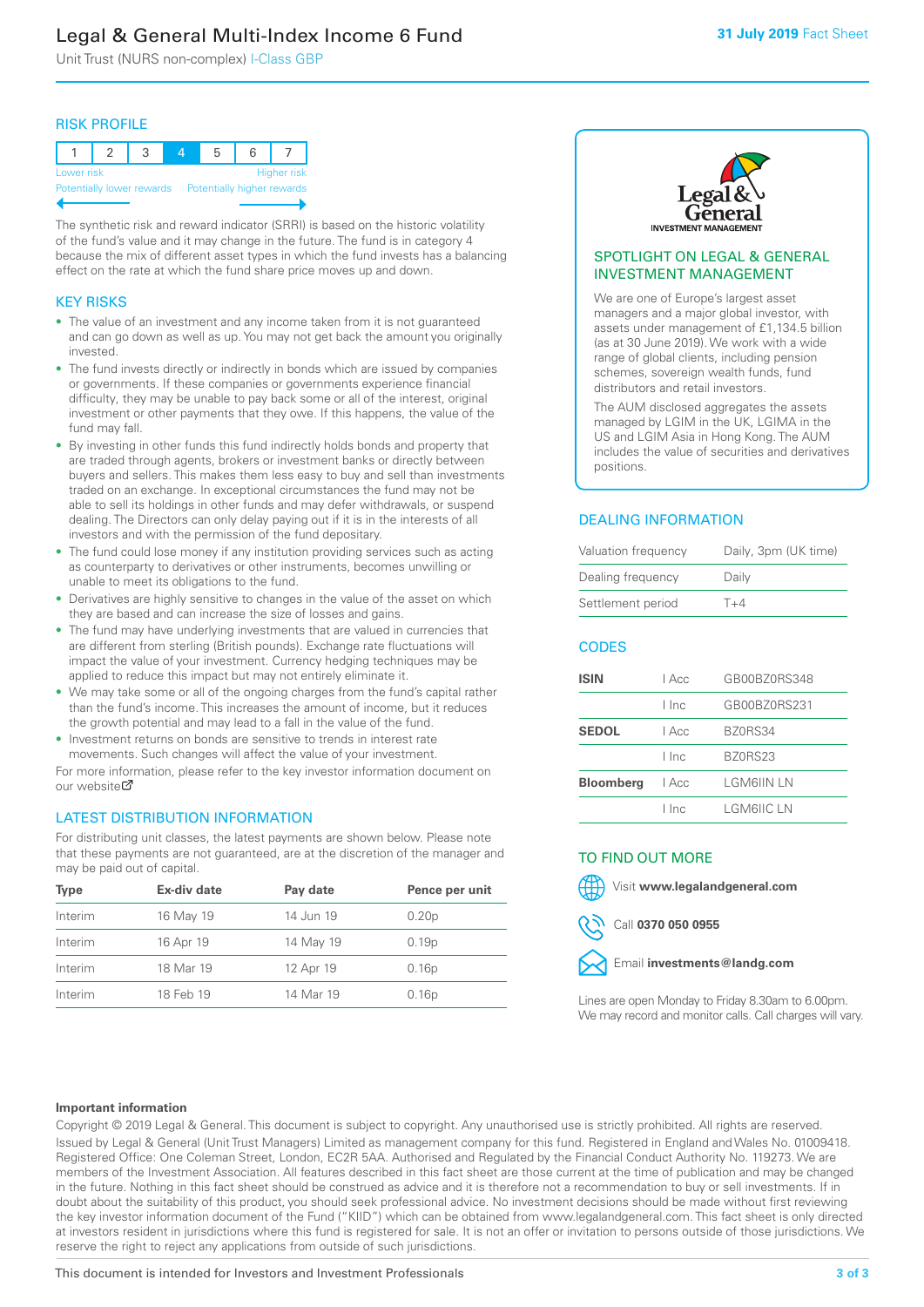# Legal & General Multi-Index Income 6 Fund

Unit Trust (NURS non-complex) I-Class GBP

**31 July 2019** Fact Sheet

## RISK PROFILE

| 1 | 2 | 3 | 4 | 5 | 6 | 7 |
|---|---|---|---|---|---|---|

Lower risk — Higher risk

Potentially lower rewards — Potentially higher rewards

The synthetic risk and reward indicator (SRRI) is based on the historic volatility of the fund's value and it may change in the future. The fund is in category 4 because the mix of different asset types in which the fund invests has a balancing effect on the rate at which the fund share price moves up and down.

## KEY RISKS

- The value of an investment and any income taken from it is not guaranteed and can go down as well as up. You may not get back the amount you originally invested.
- The fund invests directly or indirectly in bonds which are issued by companies or governments. If these companies or governments experience financial difficulty, they may be unable to pay back some or all of the interest, original investment or other payments that they owe. If this happens, the value of the fund may fall.
- By investing in other funds this fund indirectly holds bonds and property that are traded through agents, brokers or investment banks or directly between buyers and sellers. This makes them less easy to buy and sell than investments traded on an exchange. In exceptional circumstances the fund may not be able to sell its holdings in other funds and may defer withdrawals, or suspend dealing. The Directors can only delay paying out if it is in the interests of all investors and with the permission of the fund depositary.
- The fund could lose money if any institution providing services such as acting as counterparty to derivatives or other instruments, becomes unwilling or unable to meet its obligations to the fund.
- Derivatives are highly sensitive to changes in the value of the asset on which they are based and can increase the size of losses and gains.
- The fund may have underlying investments that are valued in currencies that are different from sterling (British pounds). Exchange rate fluctuations will impact the value of your investment. Currency hedging techniques may be applied to reduce this impact but may not entirely eliminate it.
- We may take some or all of the ongoing charges from the fund's capital rather than the fund's income. This increases the amount of income, but it reduces the growth potential and may lead to a fall in the value of the fund.
- Investment returns on bonds are sensitive to trends in interest rate movements. Such changes will affect the value of your investment.

For more information, please refer to the key investor information document on our website

## LATEST DISTRIBUTION INFORMATION

For distributing unit classes, the latest payments are shown below. Please note that these payments are not guaranteed, are at the discretion of the manager and may be paid out of capital.

| Type | Ex-div date | Pay date | Pence per unit |
|---|---|---|---|
| Interim | 16 May 19 | 14 Jun 19 | 0.20p |
| Interim | 16 Apr 19 | 14 May 19 | 0.19p |
| Interim | 18 Mar 19 | 12 Apr 19 | 0.16p |
| Interim | 18 Feb 19 | 14 Mar 19 | 0.16p |

## SPOTLIGHT ON LEGAL & GENERAL INVESTMENT MANAGEMENT

We are one of Europe's largest asset managers and a major global investor, with assets under management of £1,134.5 billion (as at 30 June 2019). We work with a wide range of global clients, including pension schemes, sovereign wealth funds, fund distributors and retail investors.

The AUM disclosed aggregates the assets managed by LGIM in the UK, LGIMA in the US and LGIM Asia in Hong Kong. The AUM includes the value of securities and derivatives positions.

## DEALING INFORMATION

| | |
|---|---|
| Valuation frequency | Daily, 3pm (UK time) |
| Dealing frequency | Daily |
| Settlement period | T+4 |

## CODES

| | | |
|---|---|---|
| **ISIN** | I Acc | GB00BZ0RS348 |
| | I Inc | GB00BZ0RS231 |
| **SEDOL** | I Acc | BZ0RS34 |
| | I Inc | BZ0RS23 |
| **Bloomberg** | I Acc | LGM6IIN LN |
| | I Inc | LGM6IIC LN |

## TO FIND OUT MORE

Visit **www.legalandgeneral.com**

Call **0370 050 0955**

Email **investments@landg.com**

Lines are open Monday to Friday 8.30am to 6.00pm. We may record and monitor calls. Call charges will vary.

**Important information**

Copyright © 2019 Legal & General. This document is subject to copyright. Any unauthorised use is strictly prohibited. All rights are reserved. Issued by Legal & General (Unit Trust Managers) Limited as management company for this fund. Registered in England and Wales No. 01009418. Registered Office: One Coleman Street, London, EC2R 5AA. Authorised and Regulated by the Financial Conduct Authority No. 119273. We are members of the Investment Association. All features described in this fact sheet are those current at the time of publication and may be changed in the future. Nothing in this fact sheet should be construed as advice and it is therefore not a recommendation to buy or sell investments. If in doubt about the suitability of this product, you should seek professional advice. No investment decisions should be made without first reviewing the key investor information document of the Fund ("KIID") which can be obtained from www.legalandgeneral.com. This fact sheet is only directed at investors resident in jurisdictions where this fund is registered for sale. It is not an offer or invitation to persons outside of those jurisdictions. We reserve the right to reject any applications from outside of such jurisdictions.

This document is intended for Investors and Investment Professionals